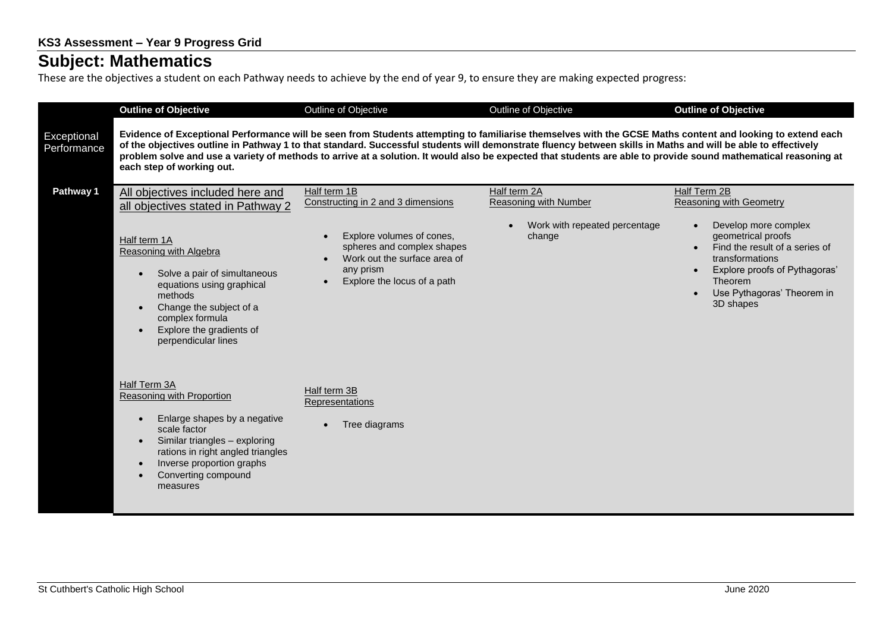**KS3 Assessment – Year 9 Progress Grid**

# Subject: Mathematics

These are the objectives a student on each Pathway needs to achieve by the end of year 9, to ensure they are making expected progress:

| | **Outline of Objective** | Outline of Objective | Outline of Objective | **Outline of Objective** |
|---|---|---|---|---|
| Exceptional Performance | **Evidence of Exceptional Performance will be seen from Students attempting to familiarise themselves with the GCSE Maths content and looking to extend each of the objectives outline in Pathway 1 to that standard. Successful students will demonstrate fluency between skills in Maths and will be able to effectively problem solve and use a variety of methods to arrive at a solution. It would also be expected that students are able to provide sound mathematical reasoning at each step of working out.** | | | |
| **Pathway 1** | All objectives included here and all objectives stated in Pathway 2<br><br>Half term 1A<br>Reasoning with Algebra<br>• Solve a pair of simultaneous equations using graphical methods<br>• Change the subject of a complex formula<br>• Explore the gradients of perpendicular lines | Half term 1B<br>Constructing in 2 and 3 dimensions<br>• Explore volumes of cones, spheres and complex shapes<br>• Work out the surface area of any prism<br>• Explore the locus of a path | Half term 2A<br>Reasoning with Number<br>• Work with repeated percentage change | Half Term 2B<br>Reasoning with Geometry<br>• Develop more complex geometrical proofs<br>• Find the result of a series of transformations<br>• Explore proofs of Pythagoras' Theorem<br>• Use Pythagoras' Theorem in 3D shapes |
| | Half Term 3A<br>Reasoning with Proportion<br>• Enlarge shapes by a negative scale factor<br>• Similar triangles – exploring rations in right angled triangles<br>• Inverse proportion graphs<br>• Converting compound measures | Half term 3B<br>Representations<br>• Tree diagrams | | |

St Cuthbert's Catholic High School — June 2020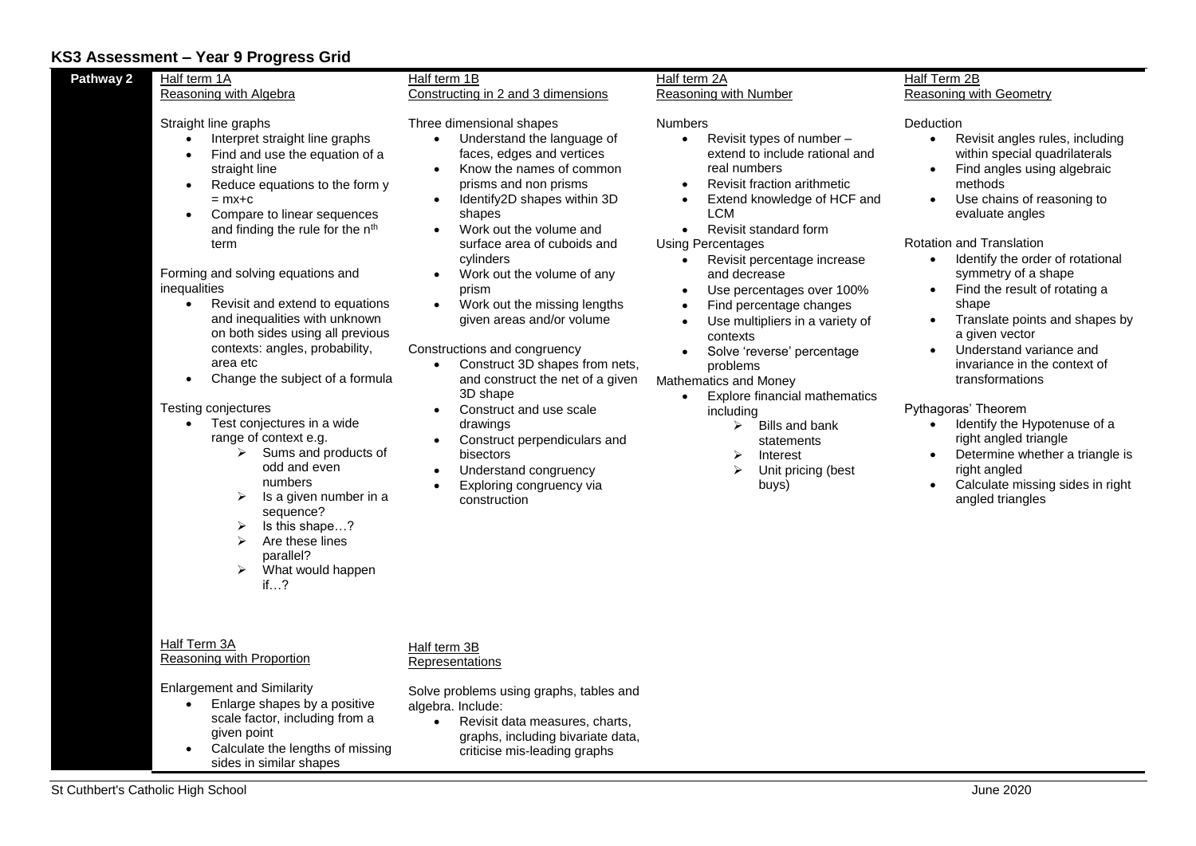## KS3 Assessment – Year 9 Progress Grid

**Pathway 2**

### Half term 1A
Reasoning with Algebra

Straight line graphs
- Interpret straight line graphs
- Find and use the equation of a straight line
- Reduce equations to the form $y = mx+c$
- Compare to linear sequences and finding the rule for the $n^{th}$ term

Forming and solving equations and inequalities
- Revisit and extend to equations and inequalities with unknown on both sides using all previous contexts: angles, probability, area etc
- Change the subject of a formula

Testing conjectures
- Test conjectures in a wide range of context e.g.
  - Sums and products of odd and even numbers
  - Is a given number in a sequence?
  - Is this shape…?
  - Are these lines parallel?
  - What would happen if…?

### Half term 1B
Constructing in 2 and 3 dimensions

Three dimensional shapes
- Understand the language of faces, edges and vertices
- Know the names of common prisms and non prisms
- Identify2D shapes within 3D shapes
- Work out the volume and surface area of cuboids and cylinders
- Work out the volume of any prism
- Work out the missing lengths given areas and/or volume

Constructions and congruency
- Construct 3D shapes from nets, and construct the net of a given 3D shape
- Construct and use scale drawings
- Construct perpendiculars and bisectors
- Understand congruency
- Exploring congruency via construction

### Half term 2A
Reasoning with Number

Numbers
- Revisit types of number – extend to include rational and real numbers
- Revisit fraction arithmetic
- Extend knowledge of HCF and LCM
- Revisit standard form

Using Percentages
- Revisit percentage increase and decrease
- Use percentages over 100%
- Find percentage changes
- Use multipliers in a variety of contexts
- Solve 'reverse' percentage problems

Mathematics and Money
- Explore financial mathematics including
  - Bills and bank statements
  - Interest
  - Unit pricing (best buys)

### Half Term 2B
Reasoning with Geometry

Deduction
- Revisit angles rules, including within special quadrilaterals
- Find angles using algebraic methods
- Use chains of reasoning to evaluate angles

Rotation and Translation
- Identify the order of rotational symmetry of a shape
- Find the result of rotating a shape
- Translate points and shapes by a given vector
- Understand variance and invariance in the context of transformations

Pythagoras' Theorem
- Identify the Hypotenuse of a right angled triangle
- Determine whether a triangle is right angled
- Calculate missing sides in right angled triangles

### Half Term 3A
Reasoning with Proportion

Enlargement and Similarity
- Enlarge shapes by a positive scale factor, including from a given point
- Calculate the lengths of missing sides in similar shapes

### Half term 3B
Representations

Solve problems using graphs, tables and algebra. Include:
- Revisit data measures, charts, graphs, including bivariate data, criticise mis-leading graphs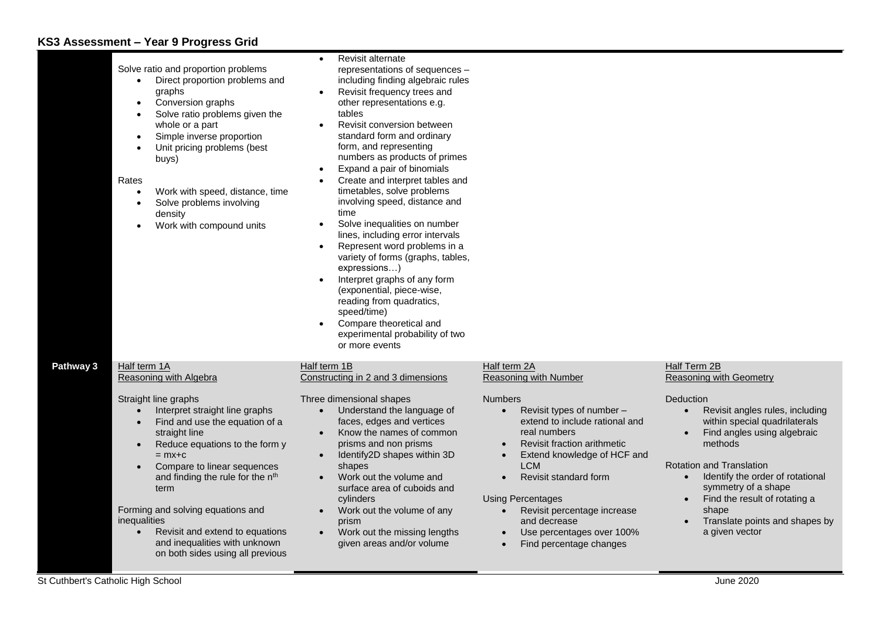## KS3 Assessment – Year 9 Progress Grid

| | | | | |
|---|---|---|---|---|
| | Solve ratio and proportion problems<br>• Direct proportion problems and graphs<br>• Conversion graphs<br>• Solve ratio problems given the whole or a part<br>• Simple inverse proportion<br>• Unit pricing problems (best buys)<br><br>Rates<br>• Work with speed, distance, time<br>• Solve problems involving density<br>• Work with compound units | • Revisit alternate representations of sequences – including finding algebraic rules<br>• Revisit frequency trees and other representations e.g. tables<br>• Revisit conversion between standard form and ordinary form, and representing numbers as products of primes<br>• Expand a pair of binomials<br>• Create and interpret tables and timetables, solve problems involving speed, distance and time<br>• Solve inequalities on number lines, including error intervals<br>• Represent word problems in a variety of forms (graphs, tables, expressions…)<br>• Interpret graphs of any form (exponential, piece-wise, reading from quadratics, speed/time)<br>• Compare theoretical and experimental probability of two or more events | | |
| **Pathway 3** | Half term 1A<br>Reasoning with Algebra<br><br>Straight line graphs<br>• Interpret straight line graphs<br>• Find and use the equation of a straight line<br>• Reduce equations to the form $y = mx+c$<br>• Compare to linear sequences and finding the rule for the $n^{th}$ term<br><br>Forming and solving equations and inequalities<br>• Revisit and extend to equations and inequalities with unknown on both sides using all previous | Half term 1B<br>Constructing in 2 and 3 dimensions<br><br>Three dimensional shapes<br>• Understand the language of faces, edges and vertices<br>• Know the names of common prisms and non prisms<br>• Identify2D shapes within 3D shapes<br>• Work out the volume and surface area of cuboids and cylinders<br>• Work out the volume of any prism<br>• Work out the missing lengths given areas and/or volume | Half term 2A<br>Reasoning with Number<br><br>Numbers<br>• Revisit types of number – extend to include rational and real numbers<br>• Revisit fraction arithmetic<br>• Extend knowledge of HCF and LCM<br>• Revisit standard form<br><br>Using Percentages<br>• Revisit percentage increase and decrease<br>• Use percentages over 100%<br>• Find percentage changes | Half Term 2B<br>Reasoning with Geometry<br><br>Deduction<br>• Revisit angles rules, including within special quadrilaterals<br>• Find angles using algebraic methods<br><br>Rotation and Translation<br>• Identify the order of rotational symmetry of a shape<br>• Find the result of rotating a shape<br>• Translate points and shapes by a given vector |

St Cuthbert's Catholic High School — June 2020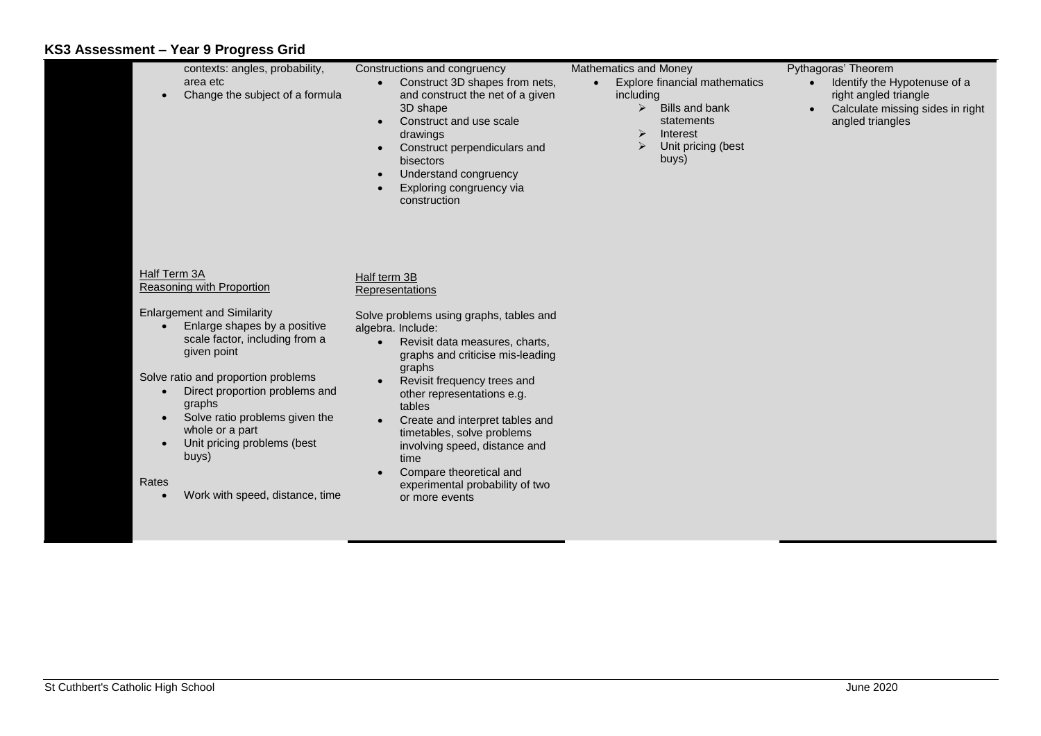## KS3 Assessment – Year 9 Progress Grid

| | | | | |
|---|---|---|---|---|
| | contexts: angles, probability, area etc<br>• Change the subject of a formula | Constructions and congruency<br>• Construct 3D shapes from nets, and construct the net of a given 3D shape<br>• Construct and use scale drawings<br>• Construct perpendiculars and bisectors<br>• Understand congruency<br>• Exploring congruency via construction | Mathematics and Money<br>• Explore financial mathematics including<br>➢ Bills and bank statements<br>➢ Interest<br>➢ Unit pricing (best buys) | Pythagoras' Theorem<br>• Identify the Hypotenuse of a right angled triangle<br>• Calculate missing sides in right angled triangles |
| | <u>Half Term 3A</u><br><u>Reasoning with Proportion</u><br><br>Enlargement and Similarity<br>• Enlarge shapes by a positive scale factor, including from a given point<br><br>Solve ratio and proportion problems<br>• Direct proportion problems and graphs<br>• Solve ratio problems given the whole or a part<br>• Unit pricing problems (best buys)<br><br>Rates<br>• Work with speed, distance, time | <u>Half term 3B</u><br><u>Representations</u><br><br>Solve problems using graphs, tables and algebra. Include:<br>• Revisit data measures, charts, graphs and criticise mis-leading graphs<br>• Revisit frequency trees and other representations e.g. tables<br>• Create and interpret tables and timetables, solve problems involving speed, distance and time<br>• Compare theoretical and experimental probability of two or more events | | |

St Cuthbert's Catholic High School June 2020